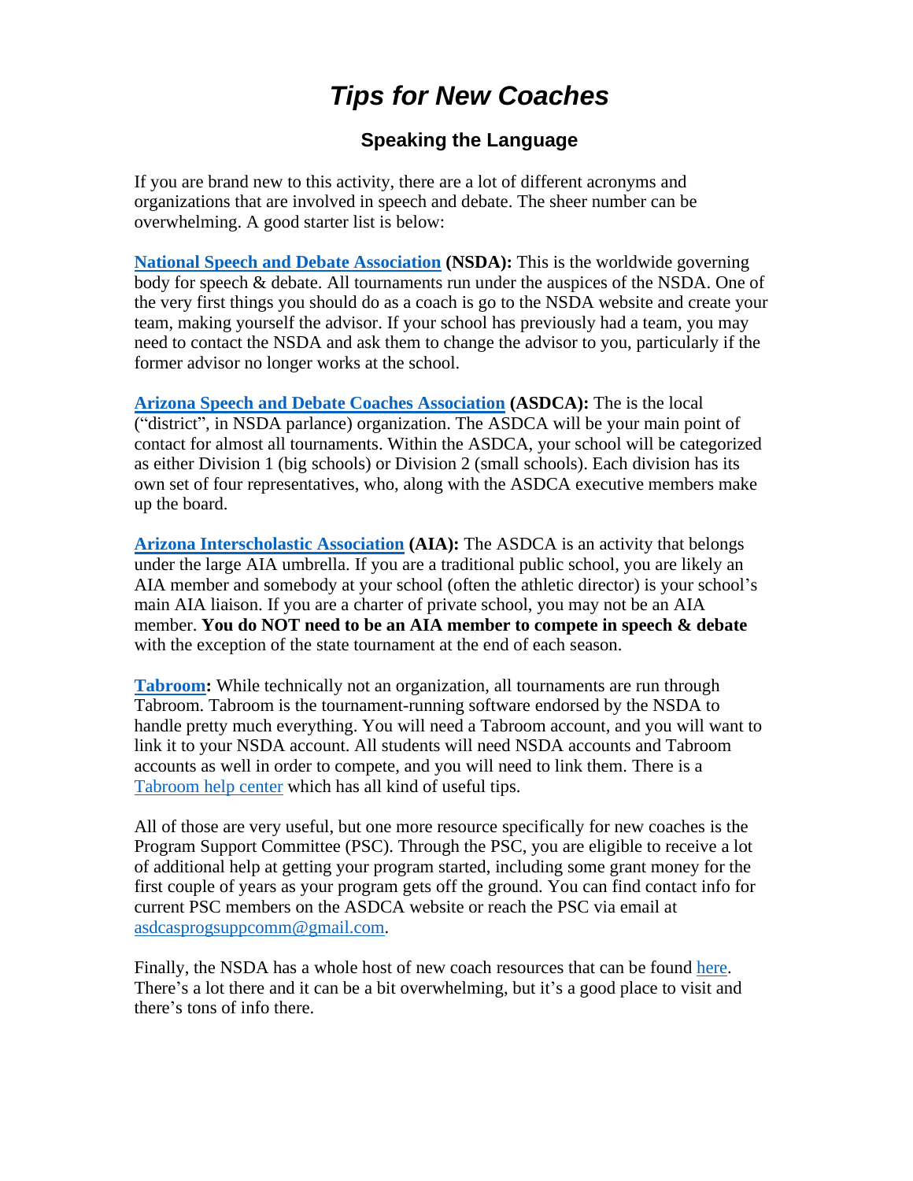# *Tips for New Coaches*

## Speaking the Language

If you are brand new to this activity, there are a lot of different acronyms and organizations that are involved in speech and debate. The sheer number can be overwhelming. A good starter list is below:

**National Speech and Debate Association (NSDA):** This is the worldwide governing body for speech & debate. All tournaments run under the auspices of the NSDA. One of the very first things you should do as a coach is go to the NSDA website and create your team, making yourself the advisor. If your school has previously had a team, you may need to contact the NSDA and ask them to change the advisor to you, particularly if the former advisor no longer works at the school.

**Arizona Speech and Debate Coaches Association (ASDCA):** The is the local ("district", in NSDA parlance) organization. The ASDCA will be your main point of contact for almost all tournaments. Within the ASDCA, your school will be categorized as either Division 1 (big schools) or Division 2 (small schools). Each division has its own set of four representatives, who, along with the ASDCA executive members make up the board.

**Arizona Interscholastic Association (AIA):** The ASDCA is an activity that belongs under the large AIA umbrella. If you are a traditional public school, you are likely an AIA member and somebody at your school (often the athletic director) is your school's main AIA liaison. If you are a charter of private school, you may not be an AIA member. **You do NOT need to be an AIA member to compete in speech & debate** with the exception of the state tournament at the end of each season.

**Tabroom:** While technically not an organization, all tournaments are run through Tabroom. Tabroom is the tournament-running software endorsed by the NSDA to handle pretty much everything. You will need a Tabroom account, and you will want to link it to your NSDA account. All students will need NSDA accounts and Tabroom accounts as well in order to compete, and you will need to link them. There is a Tabroom help center which has all kind of useful tips.

All of those are very useful, but one more resource specifically for new coaches is the Program Support Committee (PSC). Through the PSC, you are eligible to receive a lot of additional help at getting your program started, including some grant money for the first couple of years as your program gets off the ground. You can find contact info for current PSC members on the ASDCA website or reach the PSC via email at asdcasprogsuppcomm@gmail.com.

Finally, the NSDA has a whole host of new coach resources that can be found here. There's a lot there and it can be a bit overwhelming, but it's a good place to visit and there's tons of info there.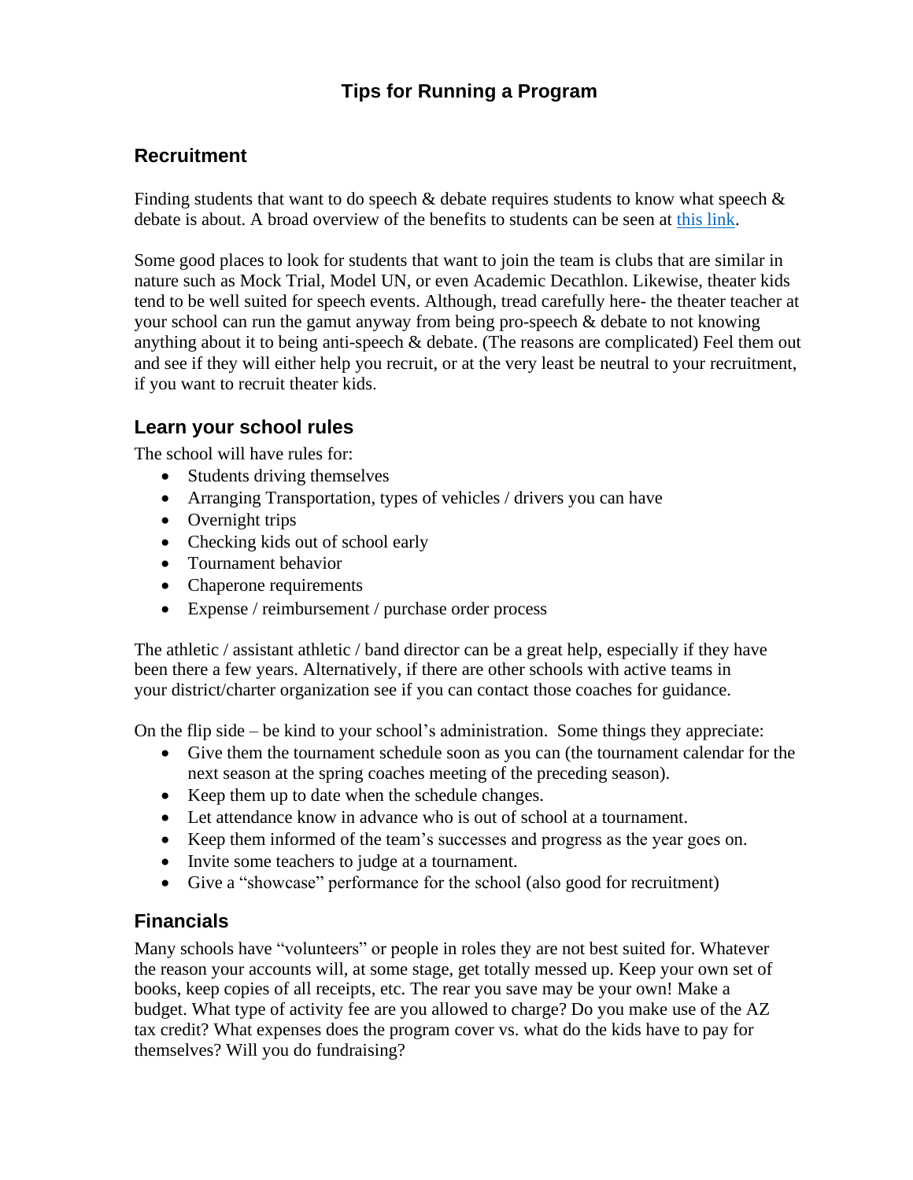# Tips for Running a Program

## Recruitment

Finding students that want to do speech & debate requires students to know what speech & debate is about. A broad overview of the benefits to students can be seen at this link.

Some good places to look for students that want to join the team is clubs that are similar in nature such as Mock Trial, Model UN, or even Academic Decathlon. Likewise, theater kids tend to be well suited for speech events. Although, tread carefully here- the theater teacher at your school can run the gamut anyway from being pro-speech & debate to not knowing anything about it to being anti-speech & debate. (The reasons are complicated) Feel them out and see if they will either help you recruit, or at the very least be neutral to your recruitment, if you want to recruit theater kids.

## Learn your school rules

The school will have rules for:

- Students driving themselves
- Arranging Transportation, types of vehicles / drivers you can have
- Overnight trips
- Checking kids out of school early
- Tournament behavior
- Chaperone requirements
- Expense / reimbursement / purchase order process

The athletic / assistant athletic / band director can be a great help, especially if they have been there a few years. Alternatively, if there are other schools with active teams in your district/charter organization see if you can contact those coaches for guidance.

On the flip side – be kind to your school's administration. Some things they appreciate:

- Give them the tournament schedule soon as you can (the tournament calendar for the next season at the spring coaches meeting of the preceding season).
- Keep them up to date when the schedule changes.
- Let attendance know in advance who is out of school at a tournament.
- Keep them informed of the team's successes and progress as the year goes on.
- Invite some teachers to judge at a tournament.
- Give a "showcase" performance for the school (also good for recruitment)

## Financials

Many schools have "volunteers" or people in roles they are not best suited for. Whatever the reason your accounts will, at some stage, get totally messed up. Keep your own set of books, keep copies of all receipts, etc. The rear you save may be your own! Make a budget. What type of activity fee are you allowed to charge? Do you make use of the AZ tax credit? What expenses does the program cover vs. what do the kids have to pay for themselves? Will you do fundraising?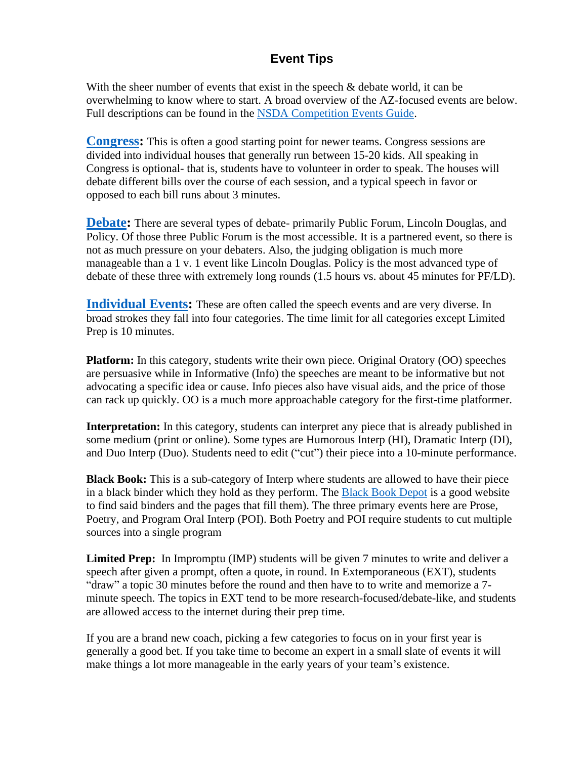## Event Tips

With the sheer number of events that exist in the speech & debate world, it can be overwhelming to know where to start. A broad overview of the AZ-focused events are below. Full descriptions can be found in the NSDA Competition Events Guide.

**Congress:** This is often a good starting point for newer teams. Congress sessions are divided into individual houses that generally run between 15-20 kids. All speaking in Congress is optional- that is, students have to volunteer in order to speak. The houses will debate different bills over the course of each session, and a typical speech in favor or opposed to each bill runs about 3 minutes.

**Debate:** There are several types of debate- primarily Public Forum, Lincoln Douglas, and Policy. Of those three Public Forum is the most accessible. It is a partnered event, so there is not as much pressure on your debaters. Also, the judging obligation is much more manageable than a 1 v. 1 event like Lincoln Douglas. Policy is the most advanced type of debate of these three with extremely long rounds (1.5 hours vs. about 45 minutes for PF/LD).

**Individual Events:** These are often called the speech events and are very diverse. In broad strokes they fall into four categories. The time limit for all categories except Limited Prep is 10 minutes.

**Platform:** In this category, students write their own piece. Original Oratory (OO) speeches are persuasive while in Informative (Info) the speeches are meant to be informative but not advocating a specific idea or cause. Info pieces also have visual aids, and the price of those can rack up quickly. OO is a much more approachable category for the first-time platformer.

**Interpretation:** In this category, students can interpret any piece that is already published in some medium (print or online). Some types are Humorous Interp (HI), Dramatic Interp (DI), and Duo Interp (Duo). Students need to edit ("cut") their piece into a 10-minute performance.

**Black Book:** This is a sub-category of Interp where students are allowed to have their piece in a black binder which they hold as they perform. The Black Book Depot is a good website to find said binders and the pages that fill them). The three primary events here are Prose, Poetry, and Program Oral Interp (POI). Both Poetry and POI require students to cut multiple sources into a single program

**Limited Prep:** In Impromptu (IMP) students will be given 7 minutes to write and deliver a speech after given a prompt, often a quote, in round. In Extemporaneous (EXT), students "draw" a topic 30 minutes before the round and then have to to write and memorize a 7-minute speech. The topics in EXT tend to be more research-focused/debate-like, and students are allowed access to the internet during their prep time.

If you are a brand new coach, picking a few categories to focus on in your first year is generally a good bet. If you take time to become an expert in a small slate of events it will make things a lot more manageable in the early years of your team's existence.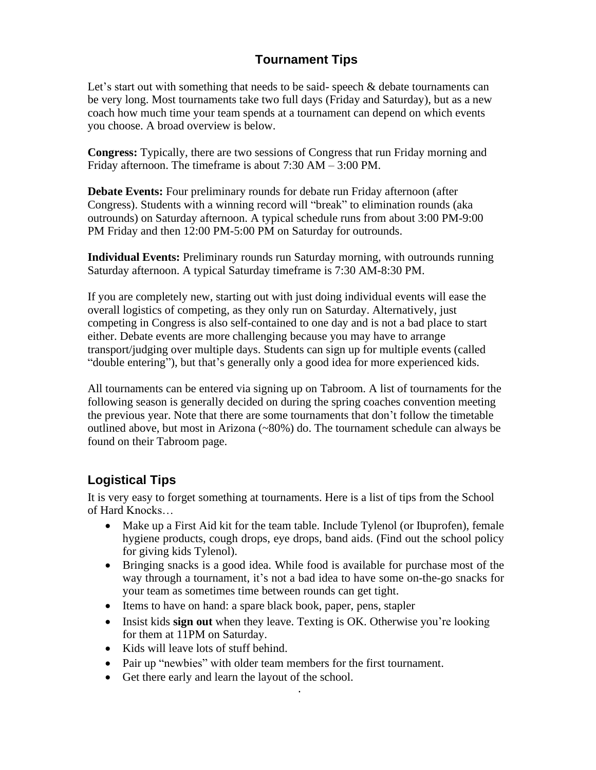# Tournament Tips

Let's start out with something that needs to be said- speech & debate tournaments can be very long. Most tournaments take two full days (Friday and Saturday), but as a new coach how much time your team spends at a tournament can depend on which events you choose. A broad overview is below.

**Congress:** Typically, there are two sessions of Congress that run Friday morning and Friday afternoon. The timeframe is about 7:30 AM – 3:00 PM.

**Debate Events:** Four preliminary rounds for debate run Friday afternoon (after Congress). Students with a winning record will "break" to elimination rounds (aka outrounds) on Saturday afternoon. A typical schedule runs from about 3:00 PM-9:00 PM Friday and then 12:00 PM-5:00 PM on Saturday for outrounds.

**Individual Events:** Preliminary rounds run Saturday morning, with outrounds running Saturday afternoon. A typical Saturday timeframe is 7:30 AM-8:30 PM.

If you are completely new, starting out with just doing individual events will ease the overall logistics of competing, as they only run on Saturday. Alternatively, just competing in Congress is also self-contained to one day and is not a bad place to start either. Debate events are more challenging because you may have to arrange transport/judging over multiple days. Students can sign up for multiple events (called "double entering"), but that's generally only a good idea for more experienced kids.

All tournaments can be entered via signing up on Tabroom. A list of tournaments for the following season is generally decided on during the spring coaches convention meeting the previous year. Note that there are some tournaments that don't follow the timetable outlined above, but most in Arizona (~80%) do. The tournament schedule can always be found on their Tabroom page.

## Logistical Tips

It is very easy to forget something at tournaments. Here is a list of tips from the School of Hard Knocks…

- Make up a First Aid kit for the team table. Include Tylenol (or Ibuprofen), female hygiene products, cough drops, eye drops, band aids. (Find out the school policy for giving kids Tylenol).
- Bringing snacks is a good idea. While food is available for purchase most of the way through a tournament, it's not a bad idea to have some on-the-go snacks for your team as sometimes time between rounds can get tight.
- Items to have on hand: a spare black book, paper, pens, stapler
- Insist kids **sign out** when they leave. Texting is OK. Otherwise you're looking for them at 11PM on Saturday.
- Kids will leave lots of stuff behind.
- Pair up "newbies" with older team members for the first tournament.
- Get there early and learn the layout of the school.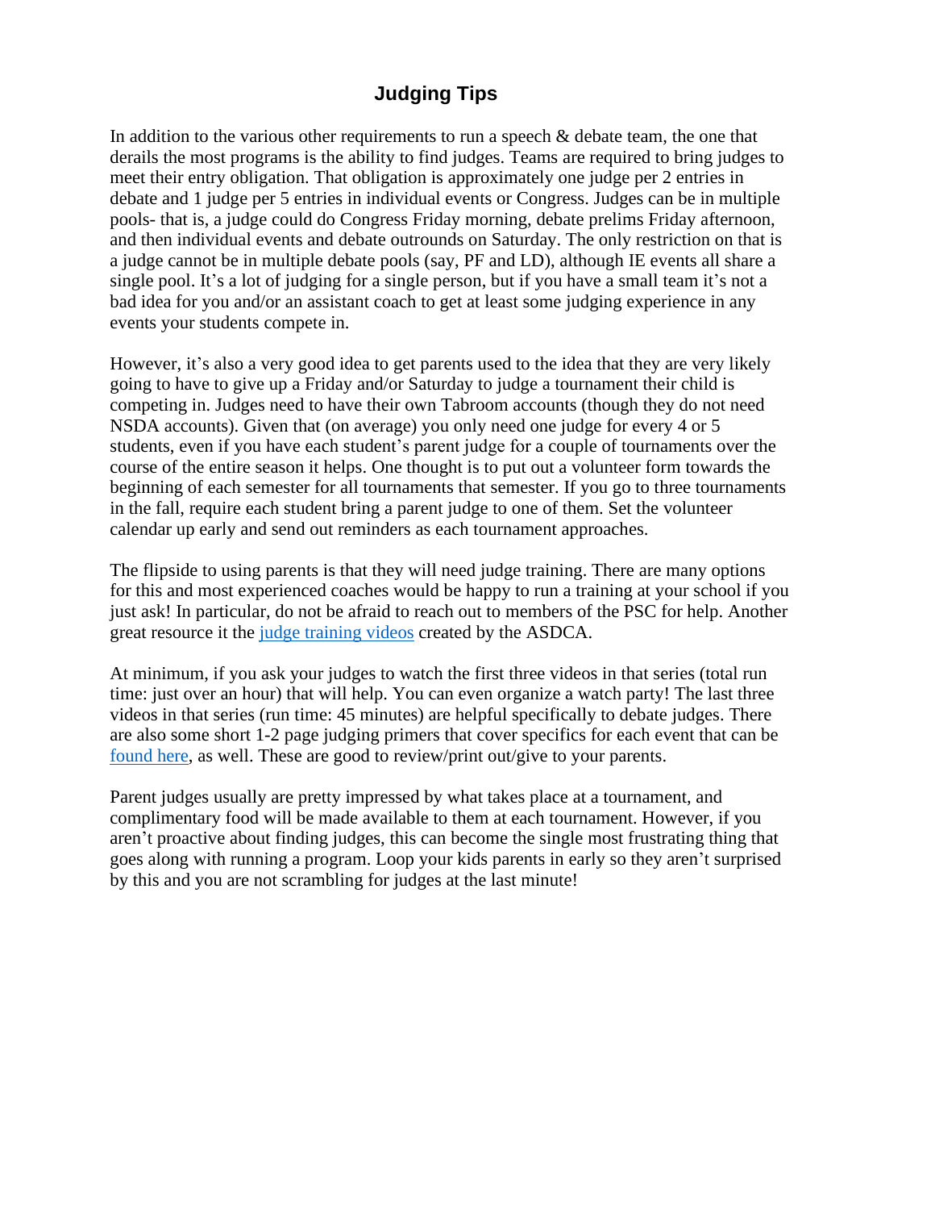# Judging Tips

In addition to the various other requirements to run a speech & debate team, the one that derails the most programs is the ability to find judges. Teams are required to bring judges to meet their entry obligation. That obligation is approximately one judge per 2 entries in debate and 1 judge per 5 entries in individual events or Congress. Judges can be in multiple pools- that is, a judge could do Congress Friday morning, debate prelims Friday afternoon, and then individual events and debate outrounds on Saturday. The only restriction on that is a judge cannot be in multiple debate pools (say, PF and LD), although IE events all share a single pool. It's a lot of judging for a single person, but if you have a small team it's not a bad idea for you and/or an assistant coach to get at least some judging experience in any events your students compete in.

However, it's also a very good idea to get parents used to the idea that they are very likely going to have to give up a Friday and/or Saturday to judge a tournament their child is competing in. Judges need to have their own Tabroom accounts (though they do not need NSDA accounts). Given that (on average) you only need one judge for every 4 or 5 students, even if you have each student's parent judge for a couple of tournaments over the course of the entire season it helps. One thought is to put out a volunteer form towards the beginning of each semester for all tournaments that semester. If you go to three tournaments in the fall, require each student bring a parent judge to one of them. Set the volunteer calendar up early and send out reminders as each tournament approaches.

The flipside to using parents is that they will need judge training. There are many options for this and most experienced coaches would be happy to run a training at your school if you just ask! In particular, do not be afraid to reach out to members of the PSC for help. Another great resource it the judge training videos created by the ASDCA.

At minimum, if you ask your judges to watch the first three videos in that series (total run time: just over an hour) that will help. You can even organize a watch party! The last three videos in that series (run time: 45 minutes) are helpful specifically to debate judges. There are also some short 1-2 page judging primers that cover specifics for each event that can be found here, as well. These are good to review/print out/give to your parents.

Parent judges usually are pretty impressed by what takes place at a tournament, and complimentary food will be made available to them at each tournament. However, if you aren't proactive about finding judges, this can become the single most frustrating thing that goes along with running a program. Loop your kids parents in early so they aren't surprised by this and you are not scrambling for judges at the last minute!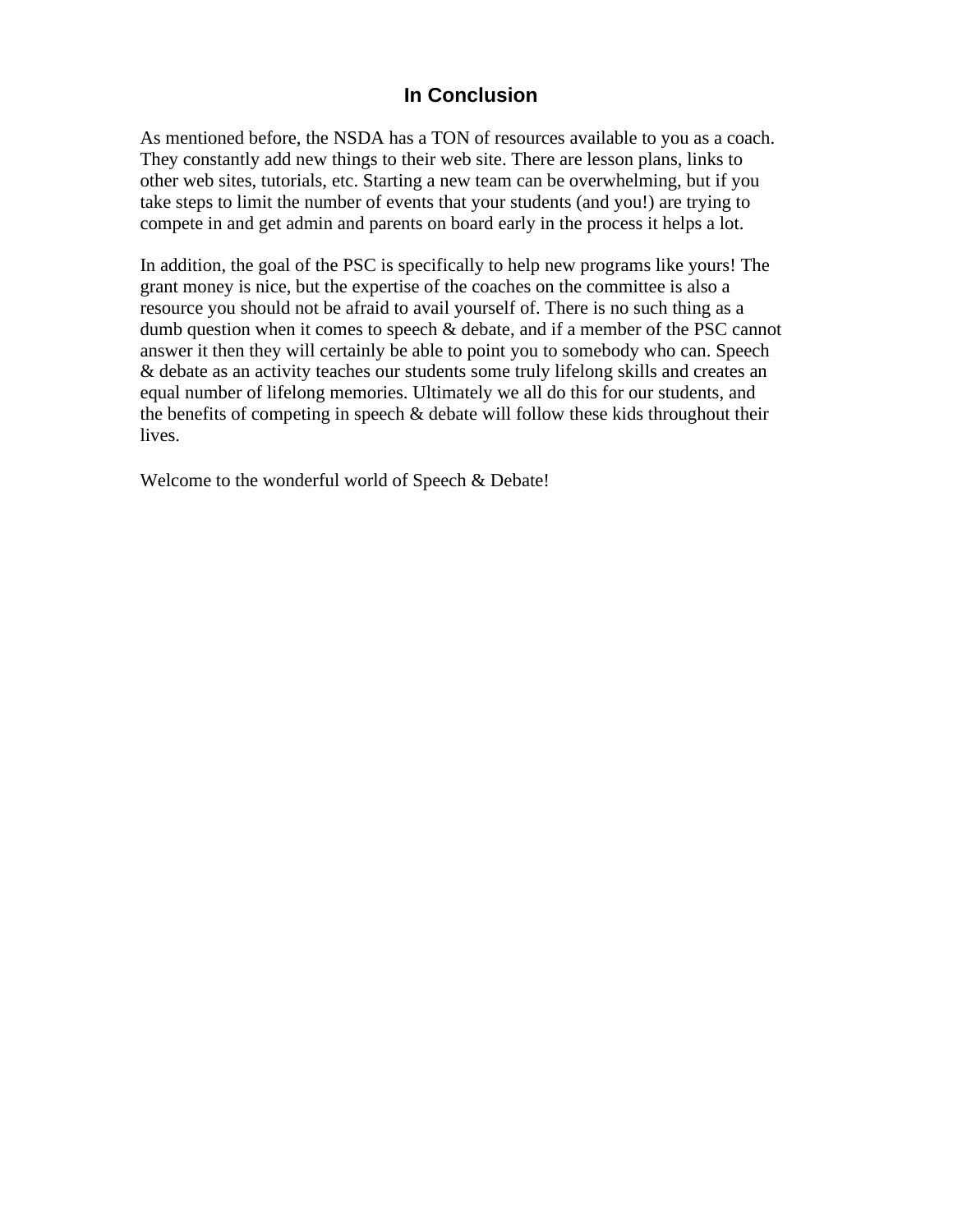## In Conclusion

As mentioned before, the NSDA has a TON of resources available to you as a coach. They constantly add new things to their web site. There are lesson plans, links to other web sites, tutorials, etc. Starting a new team can be overwhelming, but if you take steps to limit the number of events that your students (and you!) are trying to compete in and get admin and parents on board early in the process it helps a lot.

In addition, the goal of the PSC is specifically to help new programs like yours! The grant money is nice, but the expertise of the coaches on the committee is also a resource you should not be afraid to avail yourself of. There is no such thing as a dumb question when it comes to speech & debate, and if a member of the PSC cannot answer it then they will certainly be able to point you to somebody who can. Speech & debate as an activity teaches our students some truly lifelong skills and creates an equal number of lifelong memories. Ultimately we all do this for our students, and the benefits of competing in speech & debate will follow these kids throughout their lives.

Welcome to the wonderful world of Speech & Debate!